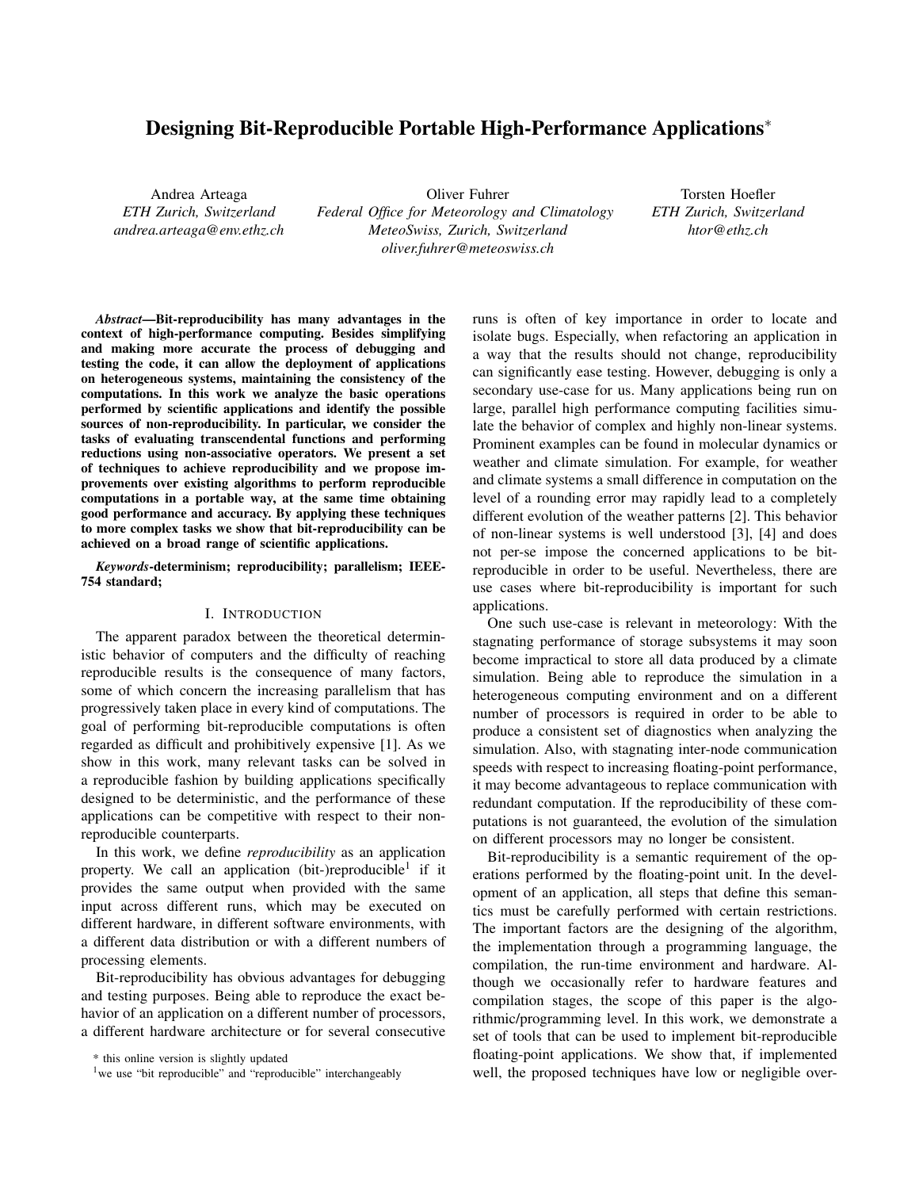# Designing Bit-Reproducible Portable High-Performance Applications*

Andrea Arteaga
*ETH Zurich, Switzerland*
*andrea.arteaga@env.ethz.ch*

Oliver Fuhrer
*Federal Office for Meteorology and Climatology MeteoSwiss, Zurich, Switzerland*
*oliver.fuhrer@meteoswiss.ch*

Torsten Hoefler
*ETH Zurich, Switzerland*
*htor@ethz.ch*

***Abstract*—Bit-reproducibility has many advantages in the context of high-performance computing. Besides simplifying and making more accurate the process of debugging and testing the code, it can allow the deployment of applications on heterogeneous systems, maintaining the consistency of the computations. In this work we analyze the basic operations performed by scientific applications and identify the possible sources of non-reproducibility. In particular, we consider the tasks of evaluating transcendental functions and performing reductions using non-associative operators. We present a set of techniques to achieve reproducibility and we propose improvements over existing algorithms to perform reproducible computations in a portable way, at the same time obtaining good performance and accuracy. By applying these techniques to more complex tasks we show that bit-reproducibility can be achieved on a broad range of scientific applications.**

***Keywords*-determinism; reproducibility; parallelism; IEEE-754 standard;**

## I. Introduction

The apparent paradox between the theoretical deterministic behavior of computers and the difficulty of reaching reproducible results is the consequence of many factors, some of which concern the increasing parallelism that has progressively taken place in every kind of computations. The goal of performing bit-reproducible computations is often regarded as difficult and prohibitively expensive [1]. As we show in this work, many relevant tasks can be solved in a reproducible fashion by building applications specifically designed to be deterministic, and the performance of these applications can be competitive with respect to their non-reproducible counterparts.

In this work, we define *reproducibility* as an application property. We call an application (bit-)reproducible[1] if it provides the same output when provided with the same input across different runs, which may be executed on different hardware, in different software environments, with a different data distribution or with a different numbers of processing elements.

Bit-reproducibility has obvious advantages for debugging and testing purposes. Being able to reproduce the exact behavior of an application on a different number of processors, a different hardware architecture or for several consecutive runs is often of key importance in order to locate and isolate bugs. Especially, when refactoring an application in a way that the results should not change, reproducibility can significantly ease testing. However, debugging is only a secondary use-case for us. Many applications being run on large, parallel high performance computing facilities simulate the behavior of complex and highly non-linear systems. Prominent examples can be found in molecular dynamics or weather and climate simulation. For example, for weather and climate systems a small difference in computation on the level of a rounding error may rapidly lead to a completely different evolution of the weather patterns [2]. This behavior of non-linear systems is well understood [3], [4] and does not per-se impose the concerned applications to be bit-reproducible in order to be useful. Nevertheless, there are use cases where bit-reproducibility is important for such applications.

One such use-case is relevant in meteorology: With the stagnating performance of storage subsystems it may soon become impractical to store all data produced by a climate simulation. Being able to reproduce the simulation in a heterogeneous computing environment and on a different number of processors is required in order to be able to produce a consistent set of diagnostics when analyzing the simulation. Also, with stagnating inter-node communication speeds with respect to increasing floating-point performance, it may become advantageous to replace communication with redundant computation. If the reproducibility of these computations is not guaranteed, the evolution of the simulation on different processors may no longer be consistent.

Bit-reproducibility is a semantic requirement of the operations performed by the floating-point unit. In the development of an application, all steps that define this semantics must be carefully performed with certain restrictions. The important factors are the designing of the algorithm, the implementation through a programming language, the compilation, the run-time environment and hardware. Although we occasionally refer to hardware features and compilation stages, the scope of this paper is the algorithmic/programming level. In this work, we demonstrate a set of tools that can be used to implement bit-reproducible floating-point applications. We show that, if implemented well, the proposed techniques have low or negligible over-

* this online version is slightly updated

[1] we use "bit reproducible" and "reproducible" interchangeably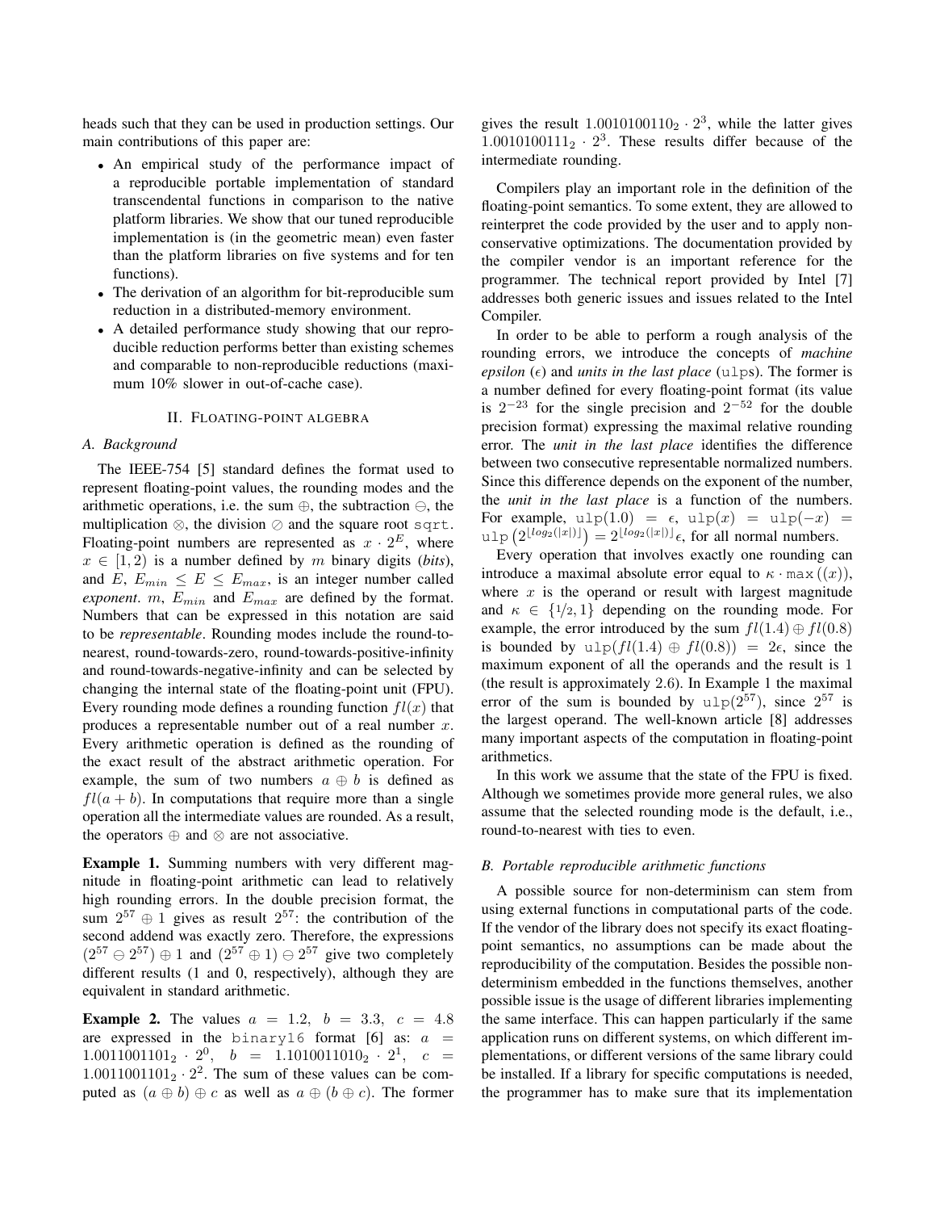heads such that they can be used in production settings. Our main contributions of this paper are:

- An empirical study of the performance impact of a reproducible portable implementation of standard transcendental functions in comparison to the native platform libraries. We show that our tuned reproducible implementation is (in the geometric mean) even faster than the platform libraries on five systems and for ten functions).
- The derivation of an algorithm for bit-reproducible sum reduction in a distributed-memory environment.
- A detailed performance study showing that our reproducible reduction performs better than existing schemes and comparable to non-reproducible reductions (maximum 10% slower in out-of-cache case).

## II. Floating-point algebra

### A. Background

The IEEE-754 [5] standard defines the format used to represent floating-point values, the rounding modes and the arithmetic operations, i.e. the sum $\oplus$, the subtraction $\ominus$, the multiplication $\otimes$, the division $\oslash$ and the square root `sqrt`. Floating-point numbers are represented as $x \cdot 2^E$, where $x \in [1, 2)$ is a number defined by $m$ binary digits (*bits*), and $E$, $E_{min} \leq E \leq E_{max}$, is an integer number called *exponent*. $m$, $E_{min}$ and $E_{max}$ are defined by the format. Numbers that can be expressed in this notation are said to be *representable*. Rounding modes include the round-to-nearest, round-towards-zero, round-towards-positive-infinity and round-towards-negative-infinity and can be selected by changing the internal state of the floating-point unit (FPU). Every rounding mode defines a rounding function $fl(x)$ that produces a representable number out of a real number $x$. Every arithmetic operation is defined as the rounding of the exact result of the abstract arithmetic operation. For example, the sum of two numbers $a \oplus b$ is defined as $fl(a + b)$. In computations that require more than a single operation all the intermediate values are rounded. As a result, the operators $\oplus$ and $\otimes$ are not associative.

**Example 1.** Summing numbers with very different magnitude in floating-point arithmetic can lead to relatively high rounding errors. In the double precision format, the sum $2^{57} \oplus 1$ gives as result $2^{57}$: the contribution of the second addend was exactly zero. Therefore, the expressions $(2^{57} \ominus 2^{57}) \oplus 1$ and $(2^{57} \oplus 1) \ominus 2^{57}$ give two completely different results (1 and 0, respectively), although they are equivalent in standard arithmetic.

**Example 2.** The values $a = 1.2$, $b = 3.3$, $c = 4.8$ are expressed in the `binary16` format [6] as: $a = 1.0011001101_2 \cdot 2^0$, $b = 1.1010011010_2 \cdot 2^1$, $c = 1.0011001101_2 \cdot 2^2$. The sum of these values can be computed as $(a \oplus b) \oplus c$ as well as $a \oplus (b \oplus c)$. The former gives the result $1.0010100110_2 \cdot 2^3$, while the latter gives $1.0010100111_2 \cdot 2^3$. These results differ because of the intermediate rounding.

Compilers play an important role in the definition of the floating-point semantics. To some extent, they are allowed to reinterpret the code provided by the user and to apply non-conservative optimizations. The documentation provided by the compiler vendor is an important reference for the programmer. The technical report provided by Intel [7] addresses both generic issues and issues related to the Intel Compiler.

In order to be able to perform a rough analysis of the rounding errors, we introduce the concepts of *machine epsilon* ($\epsilon$) and *units in the last place* (`ulp`s). The former is a number defined for every floating-point format (its value is $2^{-23}$ for the single precision and $2^{-52}$ for the double precision format) expressing the maximal relative rounding error. The *unit in the last place* identifies the difference between two consecutive representable normalized numbers. Since this difference depends on the exponent of the number, the *unit in the last place* is a function of the numbers. For example, $\texttt{ulp}(1.0) = \epsilon$, $\texttt{ulp}(x) = \texttt{ulp}(-x) = \texttt{ulp}\left(2^{\lfloor log_2(|x|) \rfloor}\right) = 2^{\lfloor log_2(|x|) \rfloor}\epsilon$, for all normal numbers.

Every operation that involves exactly one rounding can introduce a maximal absolute error equal to $\kappa \cdot \texttt{max}((x))$, where $x$ is the operand or result with largest magnitude and $\kappa \in \{1/2, 1\}$ depending on the rounding mode. For example, the error introduced by the sum $fl(1.4) \oplus fl(0.8)$ is bounded by $\texttt{ulp}(fl(1.4) \oplus fl(0.8)) = 2\epsilon$, since the maximum exponent of all the operands and the result is 1 (the result is approximately 2.6). In Example 1 the maximal error of the sum is bounded by $\texttt{ulp}(2^{57})$, since $2^{57}$ is the largest operand. The well-known article [8] addresses many important aspects of the computation in floating-point arithmetics.

In this work we assume that the state of the FPU is fixed. Although we sometimes provide more general rules, we also assume that the selected rounding mode is the default, i.e., round-to-nearest with ties to even.

### B. Portable reproducible arithmetic functions

A possible source for non-determinism can stem from using external functions in computational parts of the code. If the vendor of the library does not specify its exact floating-point semantics, no assumptions can be made about the reproducibility of the computation. Besides the possible non-determinism embedded in the functions themselves, another possible issue is the usage of different libraries implementing the same interface. This can happen particularly if the same application runs on different systems, on which different implementations, or different versions of the same library could be installed. If a library for specific computations is needed, the programmer has to make sure that its implementation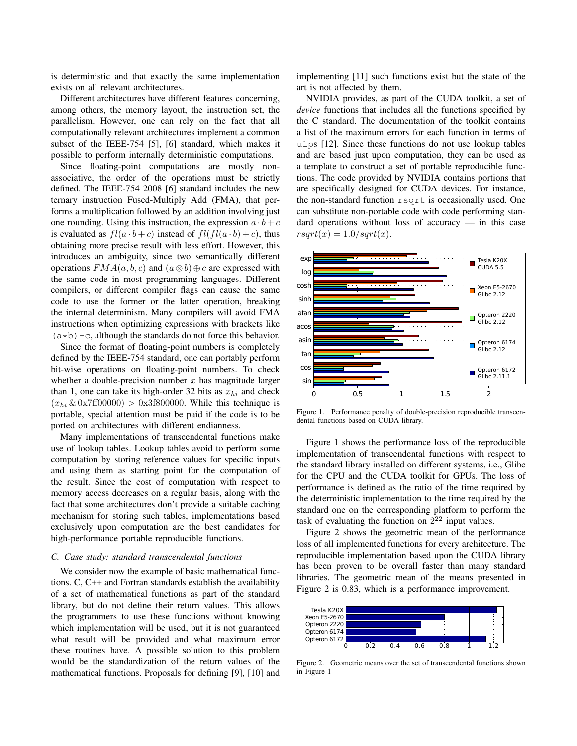is deterministic and that exactly the same implementation exists on all relevant architectures.

Different architectures have different features concerning, among others, the memory layout, the instruction set, the parallelism. However, one can rely on the fact that all computationally relevant architectures implement a common subset of the IEEE-754 [5], [6] standard, which makes it possible to perform internally deterministic computations.

Since floating-point computations are mostly non-associative, the order of the operations must be strictly defined. The IEEE-754 2008 [6] standard includes the new ternary instruction Fused-Multiply Add (FMA), that performs a multiplication followed by an addition involving just one rounding. Using this instruction, the expression $a \cdot b + c$ is evaluated as $fl(a \cdot b + c)$ instead of $fl(fl(a \cdot b) + c)$, thus obtaining more precise result with less effort. However, this introduces an ambiguity, since two semantically different operations $FMA(a, b, c)$ and $(a \otimes b) \oplus c$ are expressed with the same code in most programming languages. Different compilers, or different compiler flags can cause the same code to use the former or the latter operation, breaking the internal determinism. Many compilers will avoid FMA instructions when optimizing expressions with brackets like `(a*b)+c`, although the standards do not force this behavior.

Since the format of floating-point numbers is completely defined by the IEEE-754 standard, one can portably perform bit-wise operations on floating-point numbers. To check whether a double-precision number $x$ has magnitude larger than 1, one can take its high-order 32 bits as $x_{hi}$ and check $(x_{hi} \,\&\, 0x7ff00000) > 0x3f800000$. While this technique is portable, special attention must be paid if the code is to be ported on architectures with different endianness.

Many implementations of transcendental functions make use of lookup tables. Lookup tables avoid to perform some computation by storing reference values for specific inputs and using them as starting point for the computation of the result. Since the cost of computation with respect to memory access decreases on a regular basis, along with the fact that some architectures don't provide a suitable caching mechanism for storing such tables, implementations based exclusively upon computation are the best candidates for high-performance portable reproducible functions.

### C. Case study: standard transcendental functions

We consider now the example of basic mathematical functions. C, C++ and Fortran standards establish the availability of a set of mathematical functions as part of the standard library, but do not define their return values. This allows the programmers to use these functions without knowing which implementation will be used, but it is not guaranteed what result will be provided and what maximum error these routines have. A possible solution to this problem would be the standardization of the return values of the mathematical functions. Proposals for defining [9], [10] and implementing [11] such functions exist but the state of the art is not affected by them.

NVIDIA provides, as part of the CUDA toolkit, a set of *device* functions that includes all the functions specified by the C standard. The documentation of the toolkit contains a list of the maximum errors for each function in terms of `ulps` [12]. Since these functions do not use lookup tables and are based just upon computation, they can be used as a template to construct a set of portable reproducible functions. The code provided by NVIDIA contains portions that are specifically designed for CUDA devices. For instance, the non-standard function `rsqrt` is occasionally used. One can substitute non-portable code with code performing standard operations without loss of accuracy — in this case $rsqrt(x) = 1.0/sqrt(x)$.

exp
log
cosh
sinh
atan
acos
asin
tan
cos
sin

0 0.5 1 1.5 2

Tesla K20X CUDA 5.5
Xeon E5-2670 Glibc 2.12
Opteron 2220 Glibc 2.12
Opteron 6174 Glibc 2.12
Opteron 6172 Glibc 2.11.1

Figure 1. Performance penalty of double-precision reproducible transcendental functions based on CUDA library.

Figure 1 shows the performance loss of the reproducible implementation of transcendental functions with respect to the standard library installed on different systems, i.e., Glibc for the CPU and the CUDA toolkit for GPUs. The loss of performance is defined as the ratio of the time required by the deterministic implementation to the time required by the standard one on the corresponding platform to perform the task of evaluating the function on $2^{22}$ input values.

Figure 2 shows the geometric mean of the performance loss of all implemented functions for every architecture. The reproducible implementation based upon the CUDA library has been proven to be overall faster than many standard libraries. The geometric mean of the means presented in Figure 2 is 0.83, which is a performance improvement.

Tesla K20X
Xeon E5-2670
Opteron 2220
Opteron 6174
Opteron 6172

0 0.2 0.4 0.6 0.8 1 1.2

Figure 2. Geometric means over the set of transcendental functions shown in Figure 1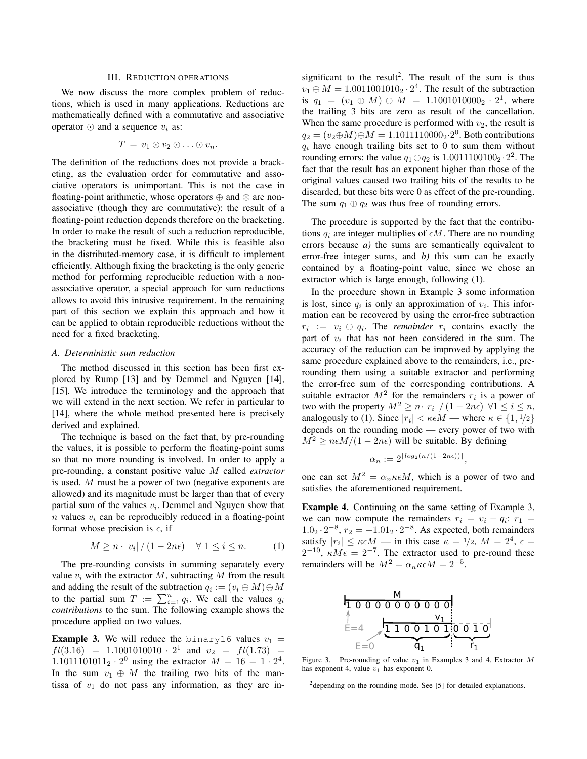## III. Reduction operations

We now discuss the more complex problem of reductions, which is used in many applications. Reductions are mathematically defined with a commutative and associative operator $\odot$ and a sequence $v_i$ as:

$$T = v_1 \odot v_2 \odot \ldots \odot v_n.$$

The definition of the reductions does not provide a bracketing, as the evaluation order for commutative and associative operators is unimportant. This is not the case in floating-point arithmetic, whose operators $\oplus$ and $\otimes$ are non-associative (though they are commutative): the result of a floating-point reduction depends therefore on the bracketing. In order to make the result of such a reduction reproducible, the bracketing must be fixed. While this is feasible also in the distributed-memory case, it is difficult to implement efficiently. Although fixing the bracketing is the only generic method for performing reproducible reduction with a non-associative operator, a special approach for sum reductions allows to avoid this intrusive requirement. In the remaining part of this section we explain this approach and how it can be applied to obtain reproducible reductions without the need for a fixed bracketing.

### A. Deterministic sum reduction

The method discussed in this section has been first explored by Rump [13] and by Demmel and Nguyen [14], [15]. We introduce the terminology and the approach that we will extend in the next section. We refer in particular to [14], where the whole method presented here is precisely derived and explained.

The technique is based on the fact that, by pre-rounding the values, it is possible to perform the floating-point sums so that no more rounding is involved. In order to apply a pre-rounding, a constant positive value $M$ called *extractor* is used. $M$ must be a power of two (negative exponents are allowed) and its magnitude must be larger than that of every partial sum of the values $v_i$. Demmel and Nguyen show that $n$ values $v_i$ can be reproducibly reduced in a floating-point format whose precision is $\epsilon$, if

$$M \geq n \cdot |v_i| \,/\, (1 - 2n\epsilon) \quad \forall\, 1 \leq i \leq n. \tag{1}$$

The pre-rounding consists in summing separately every value $v_i$ with the extractor $M$, subtracting $M$ from the result and adding the result of the subtraction $q_i := (v_i \oplus M) \ominus M$ to the partial sum $T := \sum_{i=1}^{n} q_i$. We call the values $q_i$ *contributions* to the sum. The following example shows the procedure applied on two values.

**Example 3.** We will reduce the binary16 values $v_1 = fl(3.16) = 1.1001010010 \cdot 2^1$ and $v_2 = fl(1.73) = 1.1011101011_2 \cdot 2^0$ using the extractor $M = 16 = 1 \cdot 2^4$. In the sum $v_1 \oplus M$ the trailing two bits of the mantissa of $v_1$ do not pass any information, as they are insignificant to the result[2]. The result of the sum is thus $v_1 \oplus M = 1.0011001010_2 \cdot 2^4$. The result of the subtraction is $q_1 = (v_1 \oplus M) \ominus M = 1.1001010000_2 \cdot 2^1$, where the trailing 3 bits are zero as result of the cancellation. When the same procedure is performed with $v_2$, the result is $q_2 = (v_2 \oplus M) \ominus M = 1.1011110000_2 \cdot 2^0$. Both contributions $q_i$ have enough trailing bits set to 0 to sum them without rounding errors: the value $q_1 \oplus q_2$ is $1.0011100100_2 \cdot 2^2$. The fact that the result has an exponent higher than those of the original values caused two trailing bits of the results to be discarded, but these bits were 0 as effect of the pre-rounding. The sum $q_1 \oplus q_2$ was thus free of rounding errors.

The procedure is supported by the fact that the contributions $q_i$ are integer multiplies of $\epsilon M$. There are no rounding errors because *a)* the sums are semantically equivalent to error-free integer sums, and *b)* this sum can be exactly contained by a floating-point value, since we chose an extractor which is large enough, following (1).

In the procedure shown in Example 3 some information is lost, since $q_i$ is only an approximation of $v_i$. This information can be recovered by using the error-free subtraction $r_i := v_i \ominus q_i$. The *remainder* $r_i$ contains exactly the part of $v_i$ that has not been considered in the sum. The accuracy of the reduction can be improved by applying the same procedure explained above to the remainders, i.e., pre-rounding them using a suitable extractor and performing the error-free sum of the corresponding contributions. A suitable extractor $M^2$ for the remainders $r_i$ is a power of two with the property $M^2 \geq n \cdot |r_i| \,/\, (1 - 2n\epsilon)\ \ \forall 1 \leq i \leq n$, analogously to (1). Since $|r_i| < \kappa\epsilon M$ — where $\kappa \in \{1, 1/2\}$ depends on the rounding mode — every power of two with $M^2 \geq n\epsilon M / (1 - 2n\epsilon)$ will be suitable. By defining

$$\alpha_n := 2^{\lceil log_2(n/(1-2n\epsilon)) \rceil},$$

one can set $M^2 = \alpha_n \kappa \epsilon M$, which is a power of two and satisfies the aforementioned requirement.

**Example 4.** Continuing on the same setting of Example 3, we can now compute the remainders $r_i = v_i - q_i$: $r_1 = 1.0_2 \cdot 2^{-8}$, $r_2 = -1.01_2 \cdot 2^{-8}$. As expected, both remainders satisfy $|r_i| \leq \kappa\epsilon M$ — in this case $\kappa = 1/2$, $M = 2^4$, $\epsilon = 2^{-10}$, $\kappa M \epsilon = 2^{-7}$. The extractor used to pre-round these remainders will be $M^2 = \alpha_n \kappa \epsilon M = 2^{-5}$.

Figure 3. Pre-rounding of value $v_1$ in Examples 3 and 4. Extractor $M$ has exponent 4, value $v_1$ has exponent 0.

[2] depending on the rounding mode. See [5] for detailed explanations.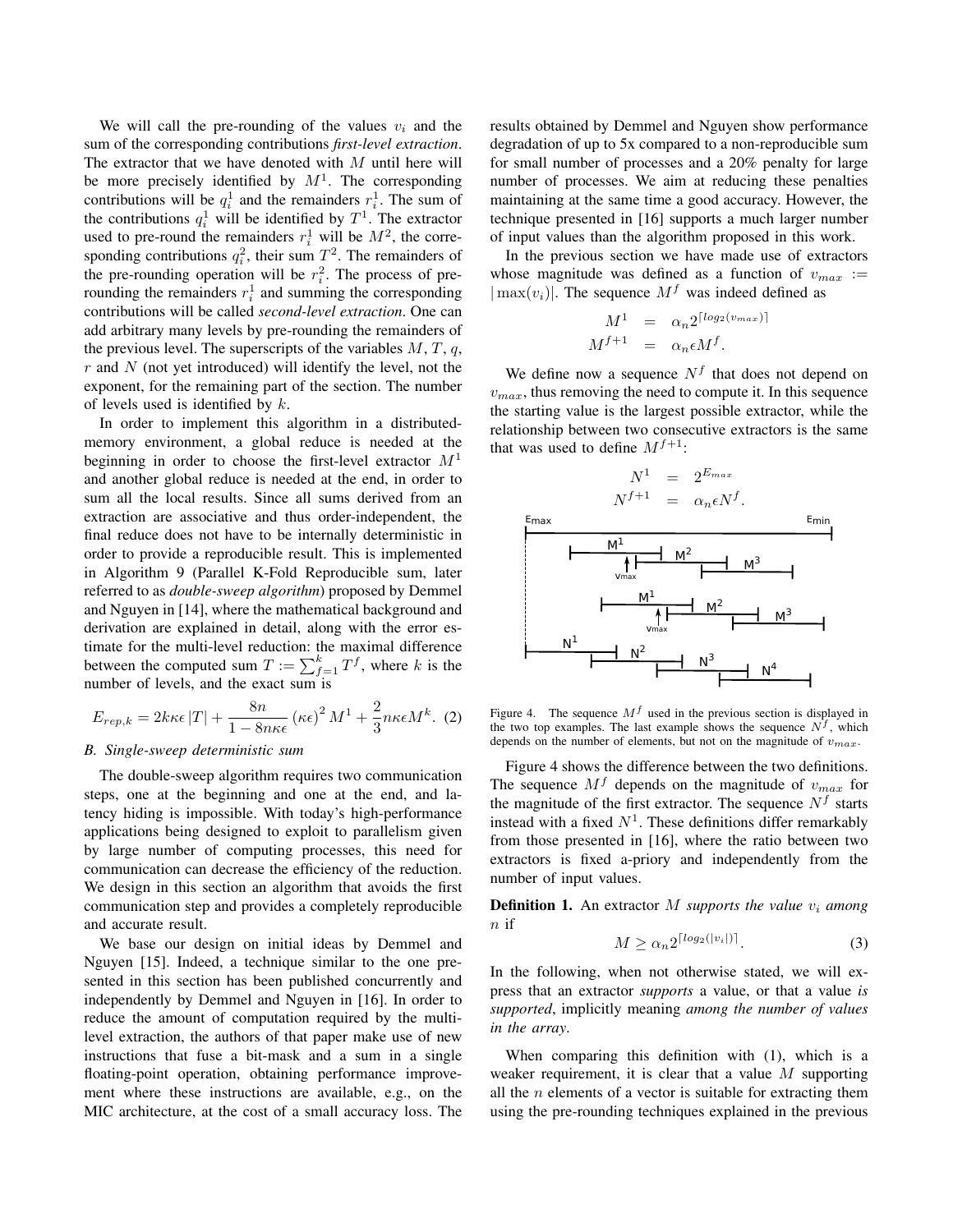We will call the pre-rounding of the values $v_i$ and the sum of the corresponding contributions *first-level extraction*. The extractor that we have denoted with $M$ until here will be more precisely identified by $M^1$. The corresponding contributions will be $q_i^1$ and the remainders $r_i^1$. The sum of the contributions $q_i^1$ will be identified by $T^1$. The extractor used to pre-round the remainders $r_i^1$ will be $M^2$, the corresponding contributions $q_i^2$, their sum $T^2$. The remainders of the pre-rounding operation will be $r_i^2$. The process of pre-rounding the remainders $r_i^1$ and summing the corresponding contributions will be called *second-level extraction*. One can add arbitrary many levels by pre-rounding the remainders of the previous level. The superscripts of the variables $M$, $T$, $q$, $r$ and $N$ (not yet introduced) will identify the level, not the exponent, for the remaining part of the section. The number of levels used is identified by $k$.

In order to implement this algorithm in a distributed-memory environment, a global reduce is needed at the beginning in order to choose the first-level extractor $M^1$ and another global reduce is needed at the end, in order to sum all the local results. Since all sums derived from an extraction are associative and thus order-independent, the final reduce does not have to be internally deterministic in order to provide a reproducible result. This is implemented in Algorithm 9 (Parallel K-Fold Reproducible sum, later referred to as *double-sweep algorithm*) proposed by Demmel and Nguyen in [14], where the mathematical background and derivation are explained in detail, along with the error estimate for the multi-level reduction: the maximal difference between the computed sum $T := \sum_{f=1}^{k} T^f$, where $k$ is the number of levels, and the exact sum is

$$E_{rep,k} = 2k\kappa\epsilon\,|T| + \frac{8n}{1-8n\kappa\epsilon}\left(\kappa\epsilon\right)^2 M^1 + \frac{2}{3}n\kappa\epsilon M^k. \quad (2)$$

### B. Single-sweep deterministic sum

The double-sweep algorithm requires two communication steps, one at the beginning and one at the end, and latency hiding is impossible. With today's high-performance applications being designed to exploit to parallelism given by large number of computing processes, this need for communication can decrease the efficiency of the reduction. We design in this section an algorithm that avoids the first communication step and provides a completely reproducible and accurate result.

We base our design on initial ideas by Demmel and Nguyen [15]. Indeed, a technique similar to the one presented in this section has been published concurrently and independently by Demmel and Nguyen in [16]. In order to reduce the amount of computation required by the multi-level extraction, the authors of that paper make use of new instructions that fuse a bit-mask and a sum in a single floating-point operation, obtaining performance improvement where these instructions are available, e.g., on the MIC architecture, at the cost of a small accuracy loss. The results obtained by Demmel and Nguyen show performance degradation of up to 5x compared to a non-reproducible sum for small number of processes and a 20% penalty for large number of processes. We aim at reducing these penalties maintaining at the same time a good accuracy. However, the technique presented in [16] supports a much larger number of input values than the algorithm proposed in this work.

In the previous section we have made use of extractors whose magnitude was defined as a function of $v_{max} := |\max(v_i)|$. The sequence $M^f$ was indeed defined as

$$\begin{aligned} M^1 &= \alpha_n 2^{\lceil log_2(v_{max})\rceil} \\ M^{f+1} &= \alpha_n \epsilon M^f. \end{aligned}$$

We define now a sequence $N^f$ that does not depend on $v_{max}$, thus removing the need to compute it. In this sequence the starting value is the largest possible extractor, while the relationship between two consecutive extractors is the same that was used to define $M^{f+1}$:

$$\begin{aligned} N^1 &= 2^{E_{max}} \\ N^{f+1} &= \alpha_n \epsilon N^f. \end{aligned}$$

Figure 4. The sequence $M^f$ used in the previous section is displayed in the two top examples. The last example shows the sequence $N^f$, which depends on the number of elements, but not on the magnitude of $v_{max}$.

Figure 4 shows the difference between the two definitions. The sequence $M^f$ depends on the magnitude of $v_{max}$ for the magnitude of the first extractor. The sequence $N^f$ starts instead with a fixed $N^1$. These definitions differ remarkably from those presented in [16], where the ratio between two extractors is fixed a-priory and independently from the number of input values.

**Definition 1.** An extractor $M$ *supports the value* $v_i$ *among* $n$ if

$$M \geq \alpha_n 2^{\lceil log_2(|v_i|)\rceil}. \quad (3)$$

In the following, when not otherwise stated, we will express that an extractor *supports* a value, or that a value *is supported*, implicitly meaning *among the number of values in the array*.

When comparing this definition with (1), which is a weaker requirement, it is clear that a value $M$ supporting all the $n$ elements of a vector is suitable for extracting them using the pre-rounding techniques explained in the previous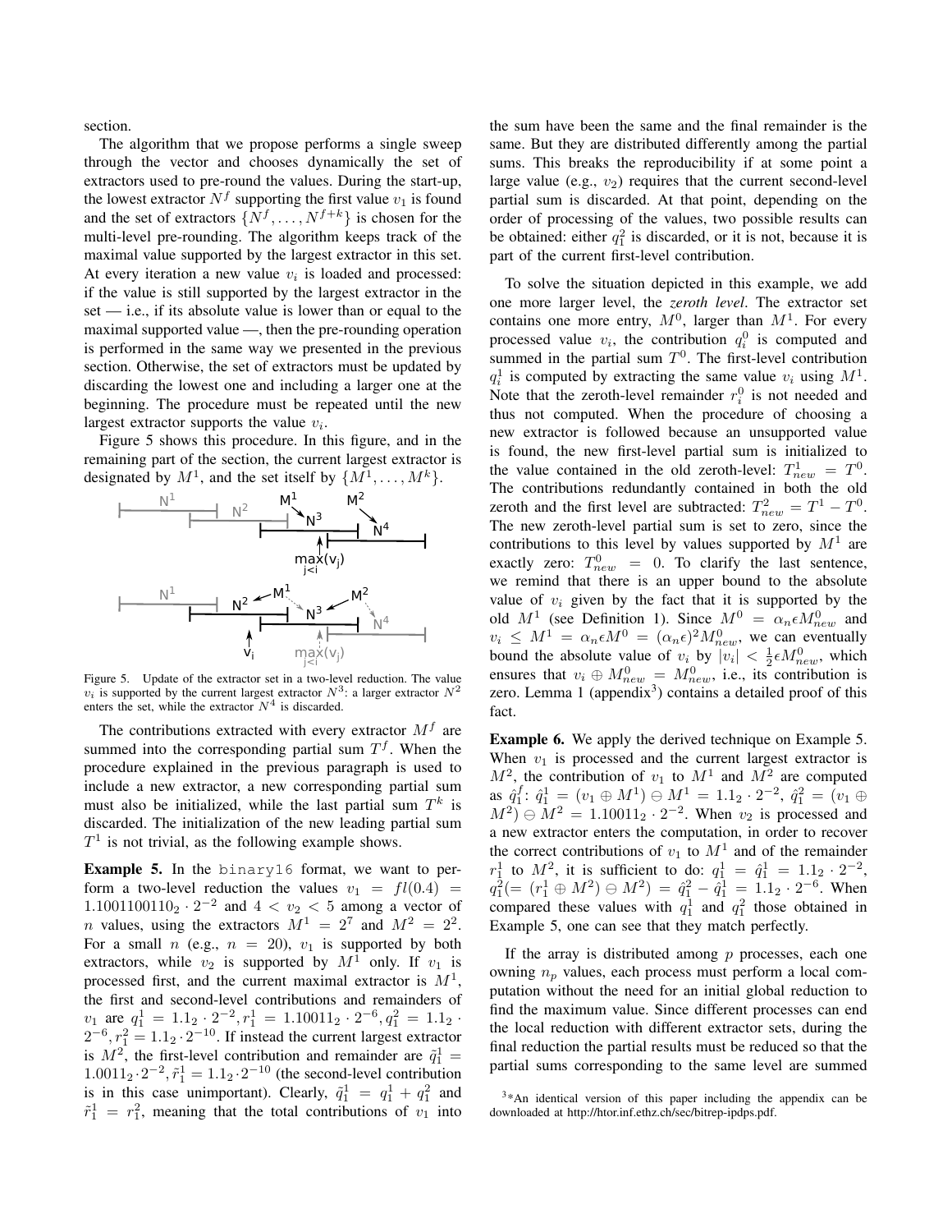section.

The algorithm that we propose performs a single sweep through the vector and chooses dynamically the set of extractors used to pre-round the values. During the start-up, the lowest extractor $N^f$ supporting the first value $v_1$ is found and the set of extractors $\{N^f, \dots, N^{f+k}\}$ is chosen for the multi-level pre-rounding. The algorithm keeps track of the maximal value supported by the largest extractor in this set. At every iteration a new value $v_i$ is loaded and processed: if the value is still supported by the largest extractor in the set — i.e., if its absolute value is lower than or equal to the maximal supported value —, then the pre-rounding operation is performed in the same way we presented in the previous section. Otherwise, the set of extractors must be updated by discarding the lowest one and including a larger one at the beginning. The procedure must be repeated until the new largest extractor supports the value $v_i$.

Figure 5 shows this procedure. In this figure, and in the remaining part of the section, the current largest extractor is designated by $M^1$, and the set itself by $\{M^1, \dots, M^k\}$.

Figure 5. Update of the extractor set in a two-level reduction. The value $v_i$ is supported by the current largest extractor $N^3$: a larger extractor $N^2$ enters the set, while the extractor $N^4$ is discarded.

The contributions extracted with every extractor $M^f$ are summed into the corresponding partial sum $T^f$. When the procedure explained in the previous paragraph is used to include a new extractor, a new corresponding partial sum must also be initialized, while the last partial sum $T^k$ is discarded. The initialization of the new leading partial sum $T^1$ is not trivial, as the following example shows.

**Example 5.** In the binary16 format, we want to perform a two-level reduction the values $v_1 = fl(0.4) = 1.1001100110_2 \cdot 2^{-2}$ and $4 < v_2 < 5$ among a vector of $n$ values, using the extractors $M^1 = 2^7$ and $M^2 = 2^2$. For a small $n$ (e.g., $n = 20$), $v_1$ is supported by both extractors, while $v_2$ is supported by $M^1$ only. If $v_1$ is processed first, and the current maximal extractor is $M^1$, the first and second-level contributions and remainders of $v_1$ are $q_1^1 = 1.1_2 \cdot 2^{-2}, r_1^1 = 1.10011_2 \cdot 2^{-6}, q_1^2 = 1.1_2 \cdot 2^{-6}, r_1^2 = 1.1_2 \cdot 2^{-10}$. If instead the current largest extractor is $M^2$, the first-level contribution and remainder are $\tilde{q}_1^1 = 1.0011_2 \cdot 2^{-2}, \tilde{r}_1^1 = 1.1_2 \cdot 2^{-10}$ (the second-level contribution is in this case unimportant). Clearly, $\tilde{q}_1^1 = q_1^1 + q_1^2$ and $\tilde{r}_1^1 = r_1^2$, meaning that the total contributions of $v_1$ into the sum have been the same and the final remainder is the same. But they are distributed differently among the partial sums. This breaks the reproducibility if at some point a large value (e.g., $v_2$) requires that the current second-level partial sum is discarded. At that point, depending on the order of processing of the values, two possible results can be obtained: either $q_1^2$ is discarded, or it is not, because it is part of the current first-level contribution.

To solve the situation depicted in this example, we add one more larger level, the *zeroth level*. The extractor set contains one more entry, $M^0$, larger than $M^1$. For every processed value $v_i$, the contribution $q_i^0$ is computed and summed in the partial sum $T^0$. The first-level contribution $q_i^1$ is computed by extracting the same value $v_i$ using $M^1$. Note that the zeroth-level remainder $r_i^0$ is not needed and thus not computed. When the procedure of choosing a new extractor is followed because an unsupported value is found, the new first-level partial sum is initialized to the value contained in the old zeroth-level: $T^1_{new} = T^0$. The contributions redundantly contained in both the old zeroth and the first level are subtracted: $T^2_{new} = T^1 - T^0$. The new zeroth-level partial sum is set to zero, since the contributions to this level by values supported by $M^1$ are exactly zero: $T^0_{new} = 0$. To clarify the last sentence, we remind that there is an upper bound to the absolute value of $v_i$ given by the fact that it is supported by the old $M^1$ (see Definition 1). Since $M^0 = \alpha_n \epsilon M^0_{new}$ and $v_i \le M^1 = \alpha_n \epsilon M^0 = (\alpha_n \epsilon)^2 M^0_{new}$, we can eventually bound the absolute value of $v_i$ by $|v_i| < \frac{1}{2}\epsilon M^0_{new}$, which ensures that $v_i \oplus M^0_{new} = M^0_{new}$, i.e., its contribution is zero. Lemma 1 (appendix[3]) contains a detailed proof of this fact.

**Example 6.** We apply the derived technique on Example 5. When $v_1$ is processed and the current largest extractor is $M^2$, the contribution of $v_1$ to $M^1$ and $M^2$ are computed as $\hat{q}_1^f$: $\hat{q}_1^1 = (v_1 \oplus M^1) \ominus M^1 = 1.1_2 \cdot 2^{-2}$, $\hat{q}_1^2 = (v_1 \oplus M^2) \ominus M^2 = 1.10011_2 \cdot 2^{-2}$. When $v_2$ is processed and a new extractor enters the computation, in order to recover the correct contributions of $v_1$ to $M^1$ and of the remainder $r_1^1$ to $M^2$, it is sufficient to do: $q_1^1 = \hat{q}_1^1 = 1.1_2 \cdot 2^{-2}$, $q_1^2 (= (r_1^1 \oplus M^2) \ominus M^2) = \hat{q}_1^2 - \hat{q}_1^1 = 1.1_2 \cdot 2^{-6}$. When compared these values with $q_1^1$ and $q_1^2$ those obtained in Example 5, one can see that they match perfectly.

If the array is distributed among $p$ processes, each one owning $n_p$ values, each process must perform a local computation without the need for an initial global reduction to find the maximum value. Since different processes can end the local reduction with different extractor sets, during the final reduction the partial results must be reduced so that the partial sums corresponding to the same level are summed

[3]*An identical version of this paper including the appendix can be downloaded at http://htor.inf.ethz.ch/sec/bitrep-ipdps.pdf.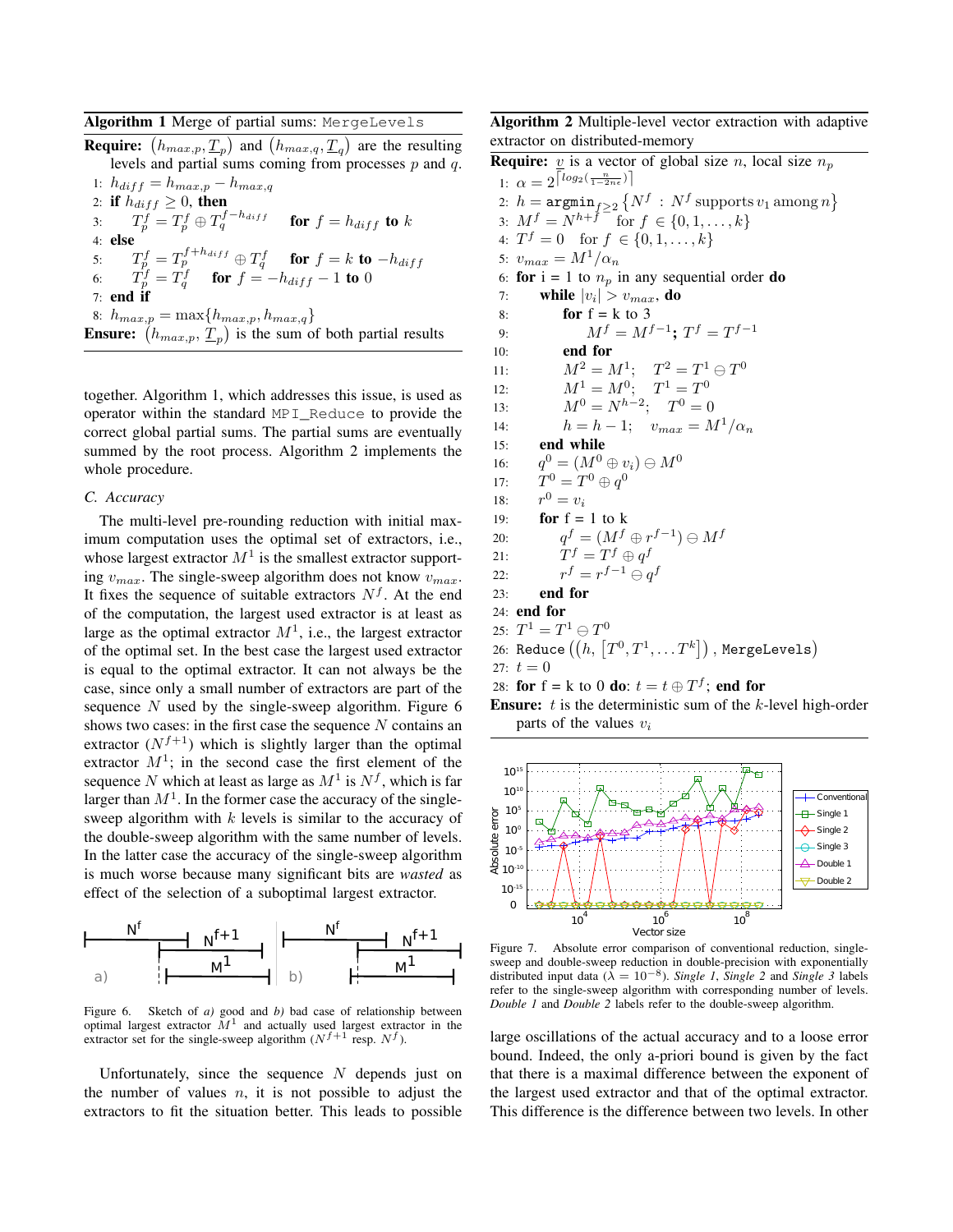**Algorithm 1** Merge of partial sums: `MergeLevels`

**Require:** $(h_{max,p}, \underline{T}_p)$ and $(h_{max,q}, \underline{T}_q)$ are the resulting levels and partial sums coming from processes $p$ and $q$.

1: $h_{diff} = h_{max,p} - h_{max,q}$
2: **if** $h_{diff} \geq 0$, **then**
3: $\quad T_p^f = T_p^f \oplus T_q^{f-h_{diff}}$ **for** $f = h_{diff}$ **to** $k$
4: **else**
5: $\quad T_p^f = T_p^{f+h_{diff}} \oplus T_q^f$ **for** $f = k$ **to** $-h_{diff}$
6: $\quad T_p^f = T_q^f$ **for** $f = -h_{diff} - 1$ **to** $0$
7: **end if**
8: $h_{max,p} = \max\{h_{max,p}, h_{max,q}\}$

**Ensure:** $(h_{max,p}, \underline{T}_p)$ is the sum of both partial results

together. Algorithm 1, which addresses this issue, is used as operator within the standard `MPI_Reduce` to provide the correct global partial sums. The partial sums are eventually summed by the root process. Algorithm 2 implements the whole procedure.

### C. Accuracy

The multi-level pre-rounding reduction with initial maximum computation uses the optimal set of extractors, i.e., whose largest extractor $M^1$ is the smallest extractor supporting $v_{max}$. The single-sweep algorithm does not know $v_{max}$. It fixes the sequence of suitable extractors $N^f$. At the end of the computation, the largest used extractor is at least as large as the optimal extractor $M^1$, i.e., the largest extractor of the optimal set. In the best case the largest used extractor is equal to the optimal extractor. It can not always be the case, since only a small number of extractors are part of the sequence $N$ used by the single-sweep algorithm. Figure 6 shows two cases: in the first case the sequence $N$ contains an extractor ($N^{f+1}$) which is slightly larger than the optimal extractor $M^1$; in the second case the first element of the sequence $N$ which at least as large as $M^1$ is $N^f$, which is far larger than $M^1$. In the former case the accuracy of the single-sweep algorithm with $k$ levels is similar to the accuracy of the double-sweep algorithm with the same number of levels. In the latter case the accuracy of the single-sweep algorithm is much worse because many significant bits are *wasted* as effect of the selection of a suboptimal largest extractor.

Figure 6. Sketch of *a)* good and *b)* bad case of relationship between optimal largest extractor $M^1$ and actually used largest extractor in the extractor set for the single-sweep algorithm ($N^{f+1}$ resp. $N^f$).

Unfortunately, since the sequence $N$ depends just on the number of values $n$, it is not possible to adjust the extractors to fit the situation better. This leads to possible

**Algorithm 2** Multiple-level vector extraction with adaptive extractor on distributed-memory

**Require:** $\underline{v}$ is a vector of global size $n$, local size $n_p$

1: $\alpha = 2^{\lceil log_2(\frac{n}{1-2n\epsilon}) \rceil}$
2: $h = \text{argmin}_{f \geq 2} \{N^f : N^f \text{ supports } v_1 \text{ among } n\}$
3: $M^f = N^{h+f}$ for $f \in \{0, 1, \ldots, k\}$
4: $T^f = 0$ for $f \in \{0, 1, \ldots, k\}$
5: $v_{max} = M^1/\alpha_n$
6: **for** i = 1 to $n_p$ in any sequential order **do**
7: $\quad$ **while** $|v_i| > v_{max}$, **do**
8: $\quad\quad$ **for** f = k to 3
9: $\quad\quad\quad$ $M^f = M^{f-1}$; $T^f = T^{f-1}$
10: $\quad\quad$ **end for**
11: $\quad\quad$ $M^2 = M^1$; $\quad T^2 = T^1 \ominus T^0$
12: $\quad\quad$ $M^1 = M^0$; $\quad T^1 = T^0$
13: $\quad\quad$ $M^0 = N^{h-2}$; $\quad T^0 = 0$
14: $\quad\quad$ $h = h - 1$; $\quad v_{max} = M^1/\alpha_n$
15: $\quad$ **end while**
16: $\quad$ $q^0 = (M^0 \oplus v_i) \ominus M^0$
17: $\quad$ $T^0 = T^0 \oplus q^0$
18: $\quad$ $r^0 = v_i$
19: $\quad$ **for** f = 1 to k
20: $\quad\quad$ $q^f = (M^f \oplus r^{f-1}) \ominus M^f$
21: $\quad\quad$ $T^f = T^f \oplus q^f$
22: $\quad\quad$ $r^f = r^{f-1} \ominus q^f$
23: $\quad$ **end for**
24: **end for**
25: $T^1 = T^1 \ominus T^0$
26: `Reduce` $\left((h, [T^0, T^1, \ldots T^k]), \texttt{MergeLevels}\right)$
27: $t = 0$
28: **for** f = k to 0 **do**: $t = t \oplus T^f$; **end for**

**Ensure:** $t$ is the deterministic sum of the $k$-level high-order parts of the values $v_i$

Figure 7. Absolute error comparison of conventional reduction, single-sweep and double-sweep reduction in double-precision with exponentially distributed input data ($\lambda = 10^{-8}$). *Single 1*, *Single 2* and *Single 3* labels refer to the single-sweep algorithm with corresponding number of levels. *Double 1* and *Double 2* labels refer to the double-sweep algorithm.

large oscillations of the actual accuracy and to a loose error bound. Indeed, the only a-priori bound is given by the fact that there is a maximal difference between the exponent of the largest used extractor and that of the optimal extractor. This difference is the difference between two levels. In other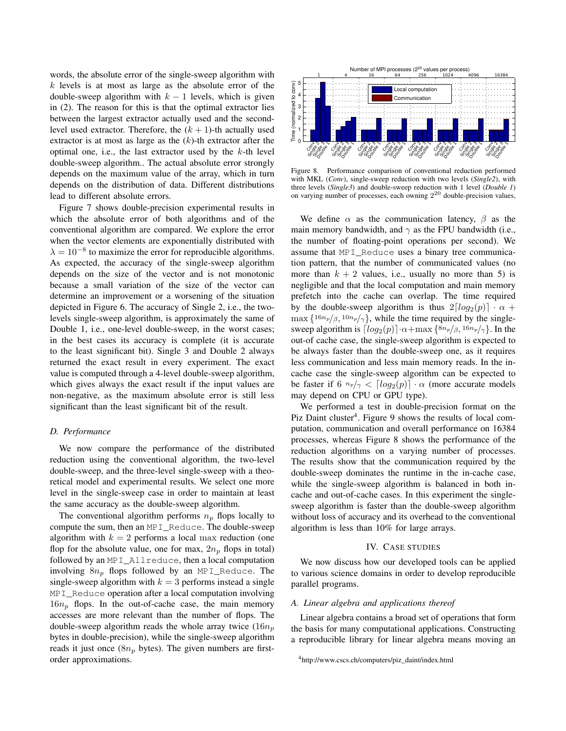words, the absolute error of the single-sweep algorithm with $k$ levels is at most as large as the absolute error of the double-sweep algorithm with $k-1$ levels, which is given in (2). The reason for this is that the optimal extractor lies between the largest extractor actually used and the second-level used extractor. Therefore, the $(k+1)$-th actually used extractor is at most as large as the $(k)$-th extractor after the optimal one, i.e., the last extractor used by the $k$-th level double-sweep algorithm.. The actual absolute error strongly depends on the maximum value of the array, which in turn depends on the distribution of data. Different distributions lead to different absolute errors.

Figure 7 shows double-precision experimental results in which the absolute error of both algorithms and of the conventional algorithm are compared. We explore the error when the vector elements are exponentially distributed with $\lambda = 10^{-8}$ to maximize the error for reproducible algorithms. As expected, the accuracy of the single-sweep algorithm depends on the size of the vector and is not monotonic because a small variation of the size of the vector can determine an improvement or a worsening of the situation depicted in Figure 6. The accuracy of Single 2, i.e., the two-levels single-sweep algorithm, is approximately the same of Double 1, i.e., one-level double-sweep, in the worst cases; in the best cases its accuracy is complete (it is accurate to the least significant bit). Single 3 and Double 2 always returned the exact result in every experiment. The exact value is computed through a 4-level double-sweep algorithm, which gives always the exact result if the input values are non-negative, as the maximum absolute error is still less significant than the least significant bit of the result.

### D. Performance

We now compare the performance of the distributed reduction using the conventional algorithm, the two-level double-sweep, and the three-level single-sweep with a theoretical model and experimental results. We select one more level in the single-sweep case in order to maintain at least the same accuracy as the double-sweep algorithm.

The conventional algorithm performs $n_p$ flops locally to compute the sum, then an `MPI_Reduce`. The double-sweep algorithm with $k=2$ performs a local max reduction (one flop for the absolute value, one for max, $2n_p$ flops in total) followed by an `MPI_Allreduce`, then a local computation involving $8n_p$ flops followed by an `MPI_Reduce`. The single-sweep algorithm with $k=3$ performs instead a single `MPI_Reduce` operation after a local computation involving $16n_p$ flops. In the out-of-cache case, the main memory accesses are more relevant than the number of flops. The double-sweep algorithm reads the whole array twice ($16n_p$ bytes in double-precision), while the single-sweep algorithm reads it just once ($8n_p$ bytes). The given numbers are first-order approximations.

Figure 8. Performance comparison of conventional reduction performed with MKL (*Conv*), single-sweep reduction with two levels (*Single2*), with three levels (*Single3*) and double-sweep reduction with 1 level (*Double 1*) on varying number of processes, each owning $2^{20}$ double-precision values,

We define $\alpha$ as the communication latency, $\beta$ as the main memory bandwidth, and $\gamma$ as the FPU bandwidth (i.e., the number of floating-point operations per second). We assume that `MPI_Reduce` uses a binary tree communication pattern, that the number of communicated values (no more than $k+2$ values, i.e., usually no more than 5) is negligible and that the local computation and main memory prefetch into the cache can overlap. The time required by the double-sweep algorithm is thus $2\lceil log_2(p)\rceil \cdot \alpha + \max\{^{16n_p}/_{\beta}, ^{10n_p}/_{\gamma}\}$, while the time required by the single-sweep algorithm is $\lceil log_2(p)\rceil \cdot \alpha + \max\{^{8n_p}/_{\beta}, ^{16n_p}/_{\gamma}\}$. In the out-of cache case, the single-sweep algorithm is expected to be always faster than the double-sweep one, as it requires less communication and less main memory reads. In the in-cache case the single-sweep algorithm can be expected to be faster if $6\ ^{n_p}/_{\gamma} < \lceil log_2(p)\rceil \cdot \alpha$ (more accurate models may depend on CPU or GPU type).

We performed a test in double-precision format on the Piz Daint cluster[4]. Figure 9 shows the results of local computation, communication and overall performance on 16384 processes, whereas Figure 8 shows the performance of the reduction algorithms on a varying number of processes. The results show that the communication required by the double-sweep dominates the runtime in the in-cache case, while the single-sweep algorithm is balanced in both in-cache and out-of-cache cases. In this experiment the single-sweep algorithm is faster than the double-sweep algorithm without loss of accuracy and its overhead to the conventional algorithm is less than 10% for large arrays.

## IV. Case studies

We now discuss how our developed tools can be applied to various science domains in order to develop reproducible parallel programs.

### A. Linear algebra and applications thereof

Linear algebra contains a broad set of operations that form the basis for many computational applications. Constructing a reproducible library for linear algebra means moving an

[4] http://www.cscs.ch/computers/piz_daint/index.html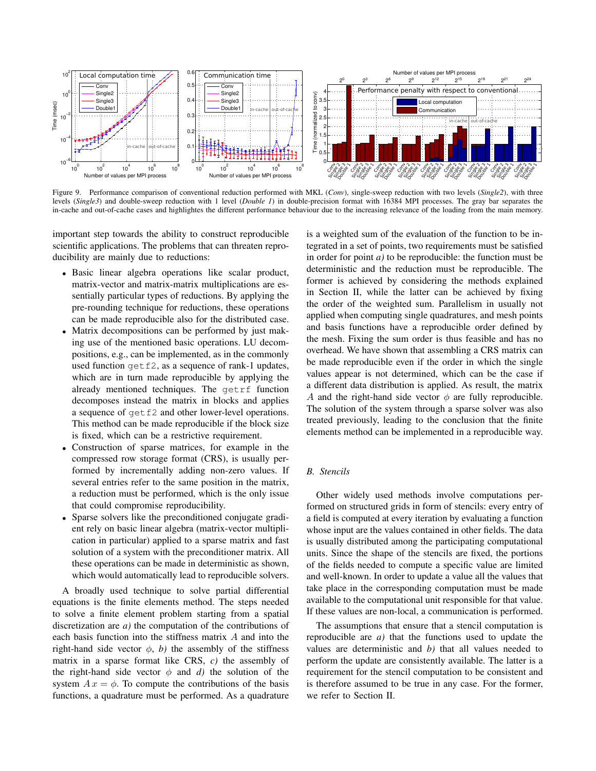Local computation time

Time (msec)

Number of values per MPI process

Conv
Single2
Single3
Double1

in-cache
out-of-cache

Communication time

Number of values per MPI process

Conv
Single2
Single3
Double1

in-cache
out-of-cache

Number of values per MPI process

$2^0$ $2^3$ $2^6$ $2^9$ $2^{12}$ $2^{15}$ $2^{18}$ $2^{21}$ $2^{24}$

Performance penalty with respect to conventional

Time (normalized to conv)

Local computation
Communication

in-cache
out-of-cache

Conv
Single 2
Single 3
Double 1

Figure 9. Performance comparison of conventional reduction performed with MKL (*Conv*), single-sweep reduction with two levels (*Single2*), with three levels (*Single3*) and double-sweep reduction with 1 level (*Double 1*) in double-precision format with 16384 MPI processes. The gray bar separates the in-cache and out-of-cache cases and highlightes the different performance behaviour due to the increasing relevance of the loading from the main memory.

important step towards the ability to construct reproducible scientific applications. The problems that can threaten reproducibility are mainly due to reductions:

- Basic linear algebra operations like scalar product, matrix-vector and matrix-matrix multiplications are essentially particular types of reductions. By applying the pre-rounding technique for reductions, these operations can be made reproducible also for the distributed case.
- Matrix decompositions can be performed by just making use of the mentioned basic operations. LU decompositions, e.g., can be implemented, as in the commonly used function `getf2`, as a sequence of rank-1 updates, which are in turn made reproducible by applying the already mentioned techniques. The `getrf` function decomposes instead the matrix in blocks and applies a sequence of `getf2` and other lower-level operations. This method can be made reproducible if the block size is fixed, which can be a restrictive requirement.
- Construction of sparse matrices, for example in the compressed row storage format (CRS), is usually performed by incrementally adding non-zero values. If several entries refer to the same position in the matrix, a reduction must be performed, which is the only issue that could compromise reproducibility.
- Sparse solvers like the preconditioned conjugate gradient rely on basic linear algebra (matrix-vector multiplication in particular) applied to a sparse matrix and fast solution of a system with the preconditioner matrix. All these operations can be made in deterministic as shown, which would automatically lead to reproducible solvers.

A broadly used technique to solve partial differential equations is the finite elements method. The steps needed to solve a finite element problem starting from a spatial discretization are *a)* the computation of the contributions of each basis function into the stiffness matrix $A$ and into the right-hand side vector $\phi$, *b)* the assembly of the stiffness matrix in a sparse format like CRS, *c)* the assembly of the right-hand side vector $\phi$ and *d)* the solution of the system $Ax = \phi$. To compute the contributions of the basis functions, a quadrature must be performed. As a quadrature is a weighted sum of the evaluation of the function to be integrated in a set of points, two requirements must be satisfied in order for point *a)* to be reproducible: the function must be deterministic and the reduction must be reproducible. The former is achieved by considering the methods explained in Section II, while the latter can be achieved by fixing the order of the weighted sum. Parallelism in usually not applied when computing single quadratures, and mesh points and basis functions have a reproducible order defined by the mesh. Fixing the sum order is thus feasible and has no overhead. We have shown that assembling a CRS matrix can be made reproducible even if the order in which the single values appear is not determined, which can be the case if a different data distribution is applied. As result, the matrix $A$ and the right-hand side vector $\phi$ are fully reproducible. The solution of the system through a sparse solver was also treated previously, leading to the conclusion that the finite elements method can be implemented in a reproducible way.

### B. Stencils

Other widely used methods involve computations performed on structured grids in form of stencils: every entry of a field is computed at every iteration by evaluating a function whose input are the values contained in other fields. The data is usually distributed among the participating computational units. Since the shape of the stencils are fixed, the portions of the fields needed to compute a specific value are limited and well-known. In order to update a value all the values that take place in the corresponding computation must be made available to the computational unit responsible for that value. If these values are non-local, a communication is performed.

The assumptions that ensure that a stencil computation is reproducible are *a)* that the functions used to update the values are deterministic and *b)* that all values needed to perform the update are consistently available. The latter is a requirement for the stencil computation to be consistent and is therefore assumed to be true in any case. For the former, we refer to Section II.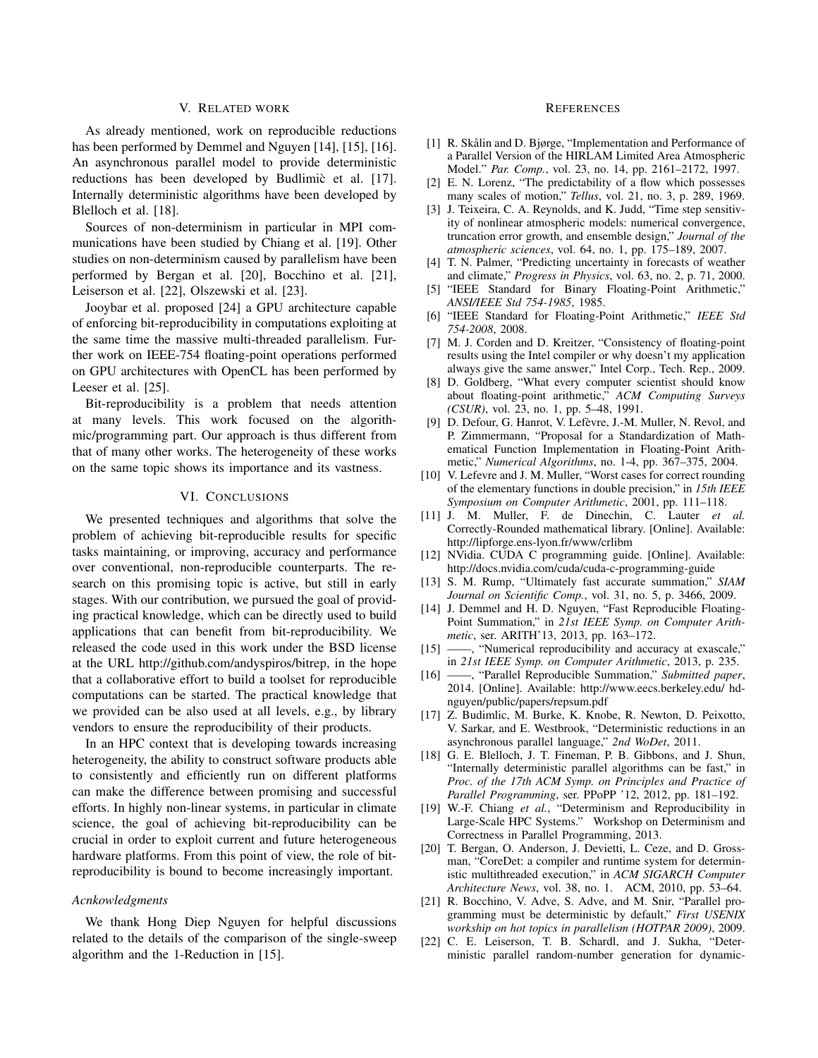## V. Related work

As already mentioned, work on reproducible reductions has been performed by Demmel and Nguyen [14], [15], [16]. An asynchronous parallel model to provide deterministic reductions has been developed by Budlimiċ et al. [17]. Internally deterministic algorithms have been developed by Blelloch et al. [18].

Sources of non-determinism in particular in MPI communications have been studied by Chiang et al. [19]. Other studies on non-determinism caused by parallelism have been performed by Bergan et al. [20], Bocchino et al. [21], Leiserson et al. [22], Olszewski et al. [23].

Jooybar et al. proposed [24] a GPU architecture capable of enforcing bit-reproducibility in computations exploiting at the same time the massive multi-threaded parallelism. Further work on IEEE-754 floating-point operations performed on GPU architectures with OpenCL has been performed by Leeser et al. [25].

Bit-reproducibility is a problem that needs attention at many levels. This work focused on the algorithmic/programming part. Our approach is thus different from that of many other works. The heterogeneity of these works on the same topic shows its importance and its vastness.

## VI. Conclusions

We presented techniques and algorithms that solve the problem of achieving bit-reproducible results for specific tasks maintaining, or improving, accuracy and performance over conventional, non-reproducible counterparts. The research on this promising topic is active, but still in early stages. With our contribution, we pursued the goal of providing practical knowledge, which can be directly used to build applications that can benefit from bit-reproducibility. We released the code used in this work under the BSD license at the URL http://github.com/andyspiros/bitrep, in the hope that a collaborative effort to build a toolset for reproducible computations can be started. The practical knowledge that we provided can be also used at all levels, e.g., by library vendors to ensure the reproducibility of their products.

In an HPC context that is developing towards increasing heterogeneity, the ability to construct software products able to consistently and efficiently run on different platforms can make the difference between promising and successful efforts. In highly non-linear systems, in particular in climate science, the goal of achieving bit-reproducibility can be crucial in order to exploit current and future heterogeneous hardware platforms. From this point of view, the role of bit-reproducibility is bound to become increasingly important.

### *Acnkowledgments*

We thank Hong Diep Nguyen for helpful discussions related to the details of the comparison of the single-sweep algorithm and the 1-Reduction in [15].

## References

[1] R. Skålin and D. Bjørge, "Implementation and Performance of a Parallel Version of the HIRLAM Limited Area Atmospheric Model." *Par. Comp.*, vol. 23, no. 14, pp. 2161–2172, 1997.

[2] E. N. Lorenz, "The predictability of a flow which possesses many scales of motion," *Tellus*, vol. 21, no. 3, p. 289, 1969.

[3] J. Teixeira, C. A. Reynolds, and K. Judd, "Time step sensitivity of nonlinear atmospheric models: numerical convergence, truncation error growth, and ensemble design," *Journal of the atmospheric sciences*, vol. 64, no. 1, pp. 175–189, 2007.

[4] T. N. Palmer, "Predicting uncertainty in forecasts of weather and climate," *Progress in Physics*, vol. 63, no. 2, p. 71, 2000.

[5] "IEEE Standard for Binary Floating-Point Arithmetic," *ANSI/IEEE Std 754-1985*, 1985.

[6] "IEEE Standard for Floating-Point Arithmetic," *IEEE Std 754-2008*, 2008.

[7] M. J. Corden and D. Kreitzer, "Consistency of floating-point results using the Intel compiler or why doesn't my application always give the same answer," Intel Corp., Tech. Rep., 2009.

[8] D. Goldberg, "What every computer scientist should know about floating-point arithmetic," *ACM Computing Surveys (CSUR)*, vol. 23, no. 1, pp. 5–48, 1991.

[9] D. Defour, G. Hanrot, V. Lefèvre, J.-M. Muller, N. Revol, and P. Zimmermann, "Proposal for a Standardization of Mathematical Function Implementation in Floating-Point Arithmetic," *Numerical Algorithms*, no. 1-4, pp. 367–375, 2004.

[10] V. Lefevre and J. M. Muller, "Worst cases for correct rounding of the elementary functions in double precision," in *15th IEEE Symposium on Computer Arithmetic*, 2001, pp. 111–118.

[11] J. M. Muller, F. de Dinechin, C. Lauter *et al.* Correctly-Rounded mathematical library. [Online]. Available: http://lipforge.ens-lyon.fr/www/crlibm

[12] NVidia. CUDA C programming guide. [Online]. Available: http://docs.nvidia.com/cuda/cuda-c-programming-guide

[13] S. M. Rump, "Ultimately fast accurate summation," *SIAM Journal on Scientific Comp.*, vol. 31, no. 5, p. 3466, 2009.

[14] J. Demmel and H. D. Nguyen, "Fast Reproducible Floating-Point Summation," in *21st IEEE Symp. on Computer Arithmetic*, ser. ARITH'13, 2013, pp. 163–172.

[15] ——, "Numerical reproducibility and accuracy at exascale," in *21st IEEE Symp. on Computer Arithmetic*, 2013, p. 235.

[16] ——, "Parallel Reproducible Summation," *Submitted paper*, 2014. [Online]. Available: http://www.eecs.berkeley.edu/ hdnguyen/public/papers/repsum.pdf

[17] Z. Budimlic, M. Burke, K. Knobe, R. Newton, D. Peixotto, V. Sarkar, and E. Westbrook, "Deterministic reductions in an asynchronous parallel language," *2nd WoDet*, 2011.

[18] G. E. Blelloch, J. T. Fineman, P. B. Gibbons, and J. Shun, "Internally deterministic parallel algorithms can be fast," in *Proc. of the 17th ACM Symp. on Principles and Practice of Parallel Programming*, ser. PPoPP '12, 2012, pp. 181–192.

[19] W.-F. Chiang *et al.*, "Determinism and Reproducibility in Large-Scale HPC Systems." Workshop on Determinism and Correctness in Parallel Programming, 2013.

[20] T. Bergan, O. Anderson, J. Devietti, L. Ceze, and D. Grossman, "CoreDet: a compiler and runtime system for deterministic multithreaded execution," in *ACM SIGARCH Computer Architecture News*, vol. 38, no. 1. ACM, 2010, pp. 53–64.

[21] R. Bocchino, V. Adve, S. Adve, and M. Snir, "Parallel programming must be deterministic by default," *First USENIX workshop on hot topics in parallelism (HOTPAR 2009)*, 2009.

[22] C. E. Leiserson, T. B. Schardl, and J. Sukha, "Deterministic parallel random-number generation for dynamic-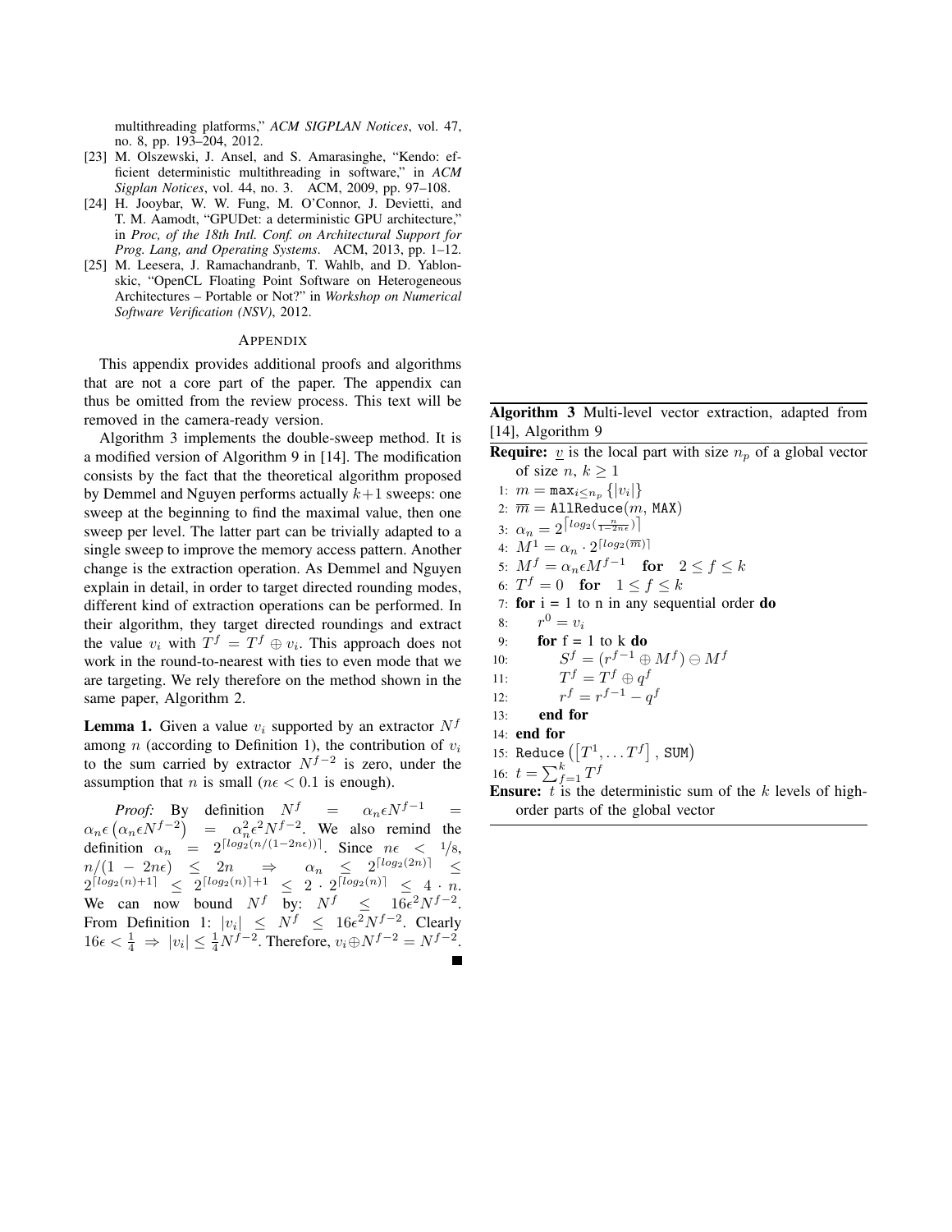multithreading platforms," *ACM SIGPLAN Notices*, vol. 47, no. 8, pp. 193–204, 2012.

[23] M. Olszewski, J. Ansel, and S. Amarasinghe, "Kendo: efficient deterministic multithreading in software," in *ACM Sigplan Notices*, vol. 44, no. 3. ACM, 2009, pp. 97–108.

[24] H. Jooybar, W. W. Fung, M. O'Connor, J. Devietti, and T. M. Aamodt, "GPUDet: a deterministic GPU architecture," in *Proc, of the 18th Intl. Conf. on Architectural Support for Prog. Lang, and Operating Systems*. ACM, 2013, pp. 1–12.

[25] M. Leesera, J. Ramachandranb, T. Wahlb, and D. Yablonskic, "OpenCL Floating Point Software on Heterogeneous Architectures – Portable or Not?" in *Workshop on Numerical Software Verification (NSV)*, 2012.

## Appendix

This appendix provides additional proofs and algorithms that are not a core part of the paper. The appendix can thus be omitted from the review process. This text will be removed in the camera-ready version.

Algorithm 3 implements the double-sweep method. It is a modified version of Algorithm 9 in [14]. The modification consists by the fact that the theoretical algorithm proposed by Demmel and Nguyen performs actually $k+1$ sweeps: one sweep at the beginning to find the maximal value, then one sweep per level. The latter part can be trivially adapted to a single sweep to improve the memory access pattern. Another change is the extraction operation. As Demmel and Nguyen explain in detail, in order to target directed rounding modes, different kind of extraction operations can be performed. In their algorithm, they target directed roundings and extract the value $v_i$ with $T^f = T^f \oplus v_i$. This approach does not work in the round-to-nearest with ties to even mode that we are targeting. We rely therefore on the method shown in the same paper, Algorithm 2.

**Lemma 1.** Given a value $v_i$ supported by an extractor $N^f$ among $n$ (according to Definition 1), the contribution of $v_i$ to the sum carried by extractor $N^{f-2}$ is zero, under the assumption that $n$ is small ($n\epsilon < 0.1$ is enough).

*Proof:* By definition $N^f = \alpha_n \epsilon N^{f-1} = \alpha_n \epsilon \left(\alpha_n \epsilon N^{f-2}\right) = \alpha_n^2 \epsilon^2 N^{f-2}$. We also remind the definition $\alpha_n = 2^{\lceil log_2(n/(1-2n\epsilon))\rceil}$. Since $n\epsilon < 1/8$, $n/(1-2n\epsilon) \leq 2n \Rightarrow \alpha_n \leq 2^{\lceil log_2(2n)\rceil} \leq 2^{\lceil log_2(n)+1\rceil} \leq 2^{\lceil log_2(n)\rceil+1} \leq 2 \cdot 2^{\lceil log_2(n)\rceil} \leq 4 \cdot n$. We can now bound $N^f$ by: $N^f \leq 16\epsilon^2 N^{f-2}$. From Definition 1: $|v_i| \leq N^f \leq 16\epsilon^2 N^{f-2}$. Clearly $16\epsilon < \frac{1}{4} \Rightarrow |v_i| \leq \frac{1}{4} N^{f-2}$. Therefore, $v_i \oplus N^{f-2} = N^{f-2}$. ∎

**Algorithm 3** Multi-level vector extraction, adapted from [14], Algorithm 9

**Require:** $\underline{v}$ is the local part with size $n_p$ of a global vector of size $n$, $k \geq 1$

1: $m = \max_{i \leq n_p} \{|v_i|\}$
2: $\overline{m} = \texttt{AllReduce}(m, \texttt{MAX})$
3: $\alpha_n = 2^{\left\lceil log_2(\frac{n}{1-2n\epsilon})\right\rceil}$
4: $M^1 = \alpha_n \cdot 2^{\lceil log_2(\overline{m})\rceil}$
5: $M^f = \alpha_n \epsilon M^{f-1}$ **for** $2 \leq f \leq k$
6: $T^f = 0$ **for** $1 \leq f \leq k$
7: **for** i = 1 to n in any sequential order **do**
8: $\quad r^0 = v_i$
9: $\quad$ **for** f = 1 to k **do**
10: $\quad\quad S^f = (r^{f-1} \oplus M^f) \ominus M^f$
11: $\quad\quad T^f = T^f \oplus q^f$
12: $\quad\quad r^f = r^{f-1} - q^f$
13: $\quad$ **end for**
14: **end for**
15: $\texttt{Reduce}\left(\left[T^1, \ldots T^f\right], \texttt{SUM}\right)$
16: $t = \sum_{f=1}^{k} T^f$

**Ensure:** $t$ is the deterministic sum of the $k$ levels of high-order parts of the global vector